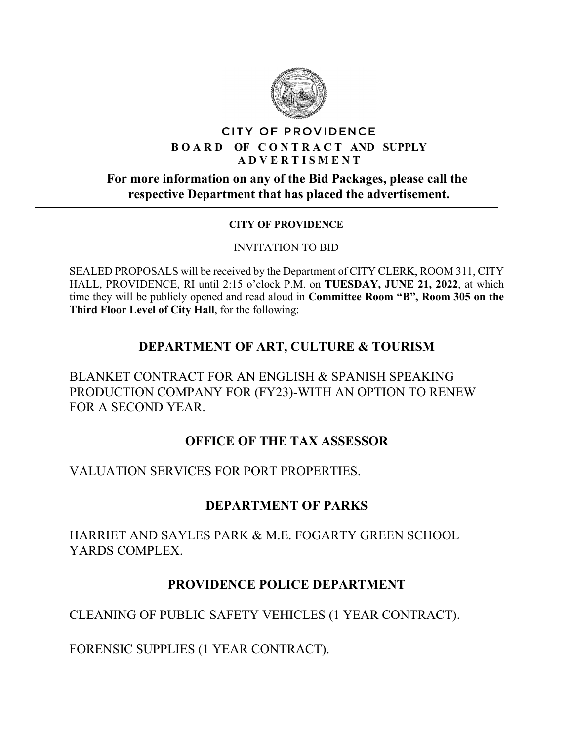# CITY OF PROVIDENCE

## BOARD OF CONTRACT AND SUPPLY ADVERTISEMENT

**For more information on any of the Bid Packages, please call the respective Department that has placed the advertisement.**

**CITY OF PROVIDENCE**

INVITATION TO BID

SEALED PROPOSALS will be received by the Department of CITY CLERK, ROOM 311, CITY HALL, PROVIDENCE, RI until 2:15 o'clock P.M. on **TUESDAY, JUNE 21, 2022**, at which time they will be publicly opened and read aloud in **Committee Room "B", Room 305 on the Third Floor Level of City Hall**, for the following:

### DEPARTMENT OF ART, CULTURE & TOURISM

BLANKET CONTRACT FOR AN ENGLISH & SPANISH SPEAKING PRODUCTION COMPANY FOR (FY23)-WITH AN OPTION TO RENEW FOR A SECOND YEAR.

### OFFICE OF THE TAX ASSESSOR

VALUATION SERVICES FOR PORT PROPERTIES.

### DEPARTMENT OF PARKS

HARRIET AND SAYLES PARK & M.E. FOGARTY GREEN SCHOOL YARDS COMPLEX.

### PROVIDENCE POLICE DEPARTMENT

CLEANING OF PUBLIC SAFETY VEHICLES (1 YEAR CONTRACT).

FORENSIC SUPPLIES (1 YEAR CONTRACT).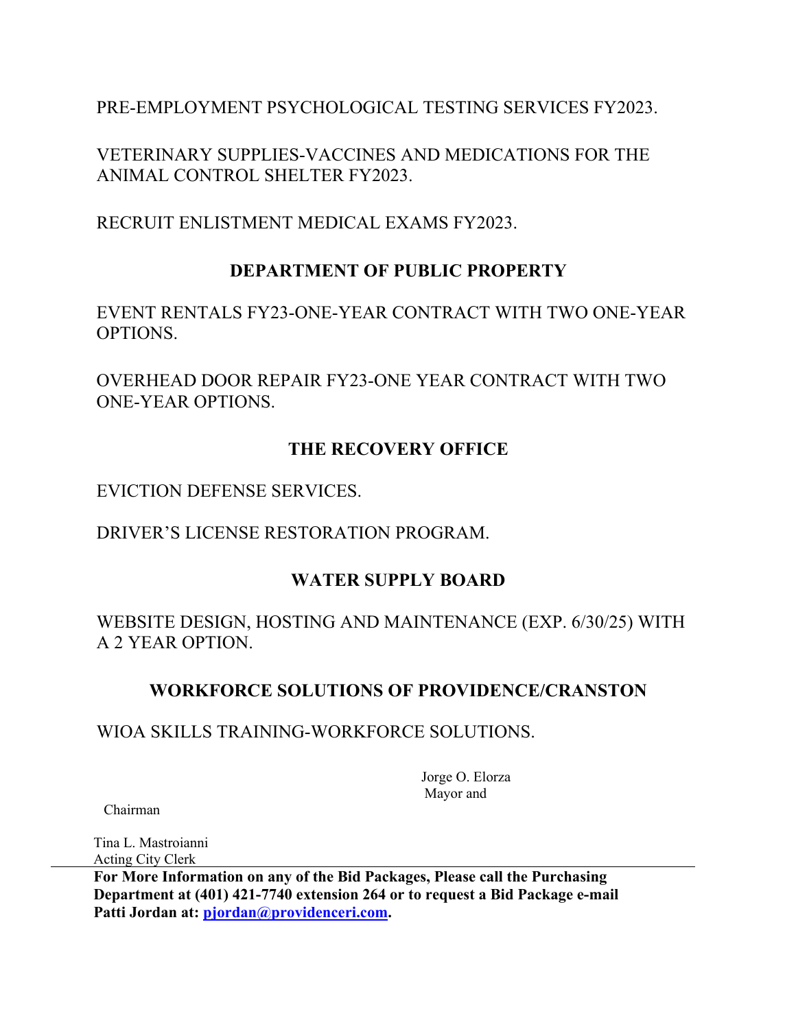PRE-EMPLOYMENT PSYCHOLOGICAL TESTING SERVICES FY2023.

VETERINARY SUPPLIES-VACCINES AND MEDICATIONS FOR THE ANIMAL CONTROL SHELTER FY2023.

RECRUIT ENLISTMENT MEDICAL EXAMS FY2023.

## DEPARTMENT OF PUBLIC PROPERTY

EVENT RENTALS FY23-ONE-YEAR CONTRACT WITH TWO ONE-YEAR OPTIONS.

OVERHEAD DOOR REPAIR FY23-ONE YEAR CONTRACT WITH TWO ONE-YEAR OPTIONS.

## THE RECOVERY OFFICE

EVICTION DEFENSE SERVICES.

DRIVER'S LICENSE RESTORATION PROGRAM.

## WATER SUPPLY BOARD

WEBSITE DESIGN, HOSTING AND MAINTENANCE (EXP. 6/30/25) WITH A 2 YEAR OPTION.

## WORKFORCE SOLUTIONS OF PROVIDENCE/CRANSTON

WIOA SKILLS TRAINING-WORKFORCE SOLUTIONS.

Jorge O. Elorza
Mayor and
Chairman

Tina L. Mastroianni
Acting City Clerk

**For More Information on any of the Bid Packages, Please call the Purchasing Department at (401) 421-7740 extension 264 or to request a Bid Package e-mail Patti Jordan at: pjordan@providenceri.com.**